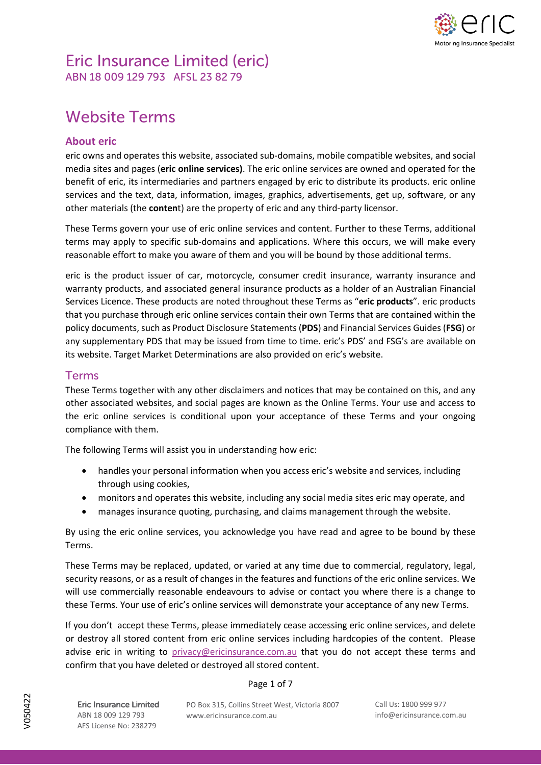# Eric Insurance Limited (eric)

ABN 18 009 129 793 AFSL 23 82 79

# Website Terms

## About eric

eric owns and operates this website, associated sub-domains, mobile compatible websites, and social media sites and pages (**eric online services)**. The eric online services are owned and operated for the benefit of eric, its intermediaries and partners engaged by eric to distribute its products. eric online services and the text, data, information, images, graphics, advertisements, get up, software, or any other materials (the **conten**t) are the property of eric and any third-party licensor.

These Terms govern your use of eric online services and content. Further to these Terms, additional terms may apply to specific sub-domains and applications. Where this occurs, we will make every reasonable effort to make you aware of them and you will be bound by those additional terms.

eric is the product issuer of car, motorcycle, consumer credit insurance, warranty insurance and warranty products, and associated general insurance products as a holder of an Australian Financial Services Licence. These products are noted throughout these Terms as "**eric products**". eric products that you purchase through eric online services contain their own Terms that are contained within the policy documents, such as Product Disclosure Statements (**PDS**) and Financial Services Guides (**FSG**) or any supplementary PDS that may be issued from time to time. eric's PDS' and FSG's are available on its website. Target Market Determinations are also provided on eric's website.

## Terms

These Terms together with any other disclaimers and notices that may be contained on this, and any other associated websites, and social pages are known as the Online Terms. Your use and access to the eric online services is conditional upon your acceptance of these Terms and your ongoing compliance with them.

The following Terms will assist you in understanding how eric:

- handles your personal information when you access eric's website and services, including through using cookies,
- monitors and operates this website, including any social media sites eric may operate, and
- manages insurance quoting, purchasing, and claims management through the website.

By using the eric online services, you acknowledge you have read and agree to be bound by these Terms.

These Terms may be replaced, updated, or varied at any time due to commercial, regulatory, legal, security reasons, or as a result of changes in the features and functions of the eric online services. We will use commercially reasonable endeavours to advise or contact you where there is a change to these Terms. Your use of eric's online services will demonstrate your acceptance of any new Terms.

If you don't accept these Terms, please immediately cease accessing eric online services, and delete or destroy all stored content from eric online services including hardcopies of the content. Please advise eric in writing to privacy@ericinsurance.com.au that you do not accept these terms and confirm that you have deleted or destroyed all stored content.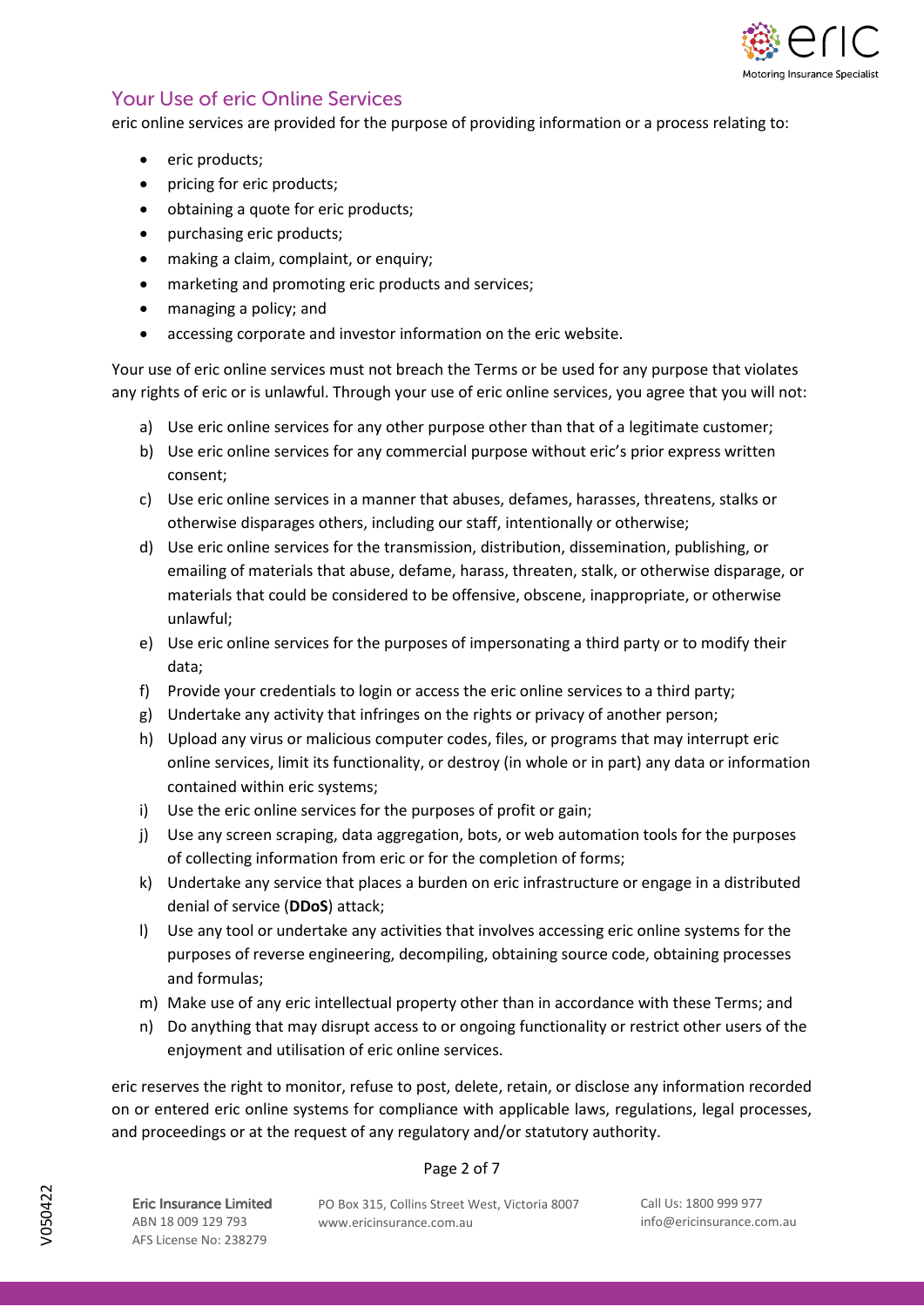## Your Use of eric Online Services

eric online services are provided for the purpose of providing information or a process relating to:

- eric products;
- pricing for eric products;
- obtaining a quote for eric products;
- purchasing eric products;
- making a claim, complaint, or enquiry;
- marketing and promoting eric products and services;
- managing a policy; and
- accessing corporate and investor information on the eric website.

Your use of eric online services must not breach the Terms or be used for any purpose that violates any rights of eric or is unlawful. Through your use of eric online services, you agree that you will not:

a) Use eric online services for any other purpose other than that of a legitimate customer;
b) Use eric online services for any commercial purpose without eric's prior express written consent;
c) Use eric online services in a manner that abuses, defames, harasses, threatens, stalks or otherwise disparages others, including our staff, intentionally or otherwise;
d) Use eric online services for the transmission, distribution, dissemination, publishing, or emailing of materials that abuse, defame, harass, threaten, stalk, or otherwise disparage, or materials that could be considered to be offensive, obscene, inappropriate, or otherwise unlawful;
e) Use eric online services for the purposes of impersonating a third party or to modify their data;
f) Provide your credentials to login or access the eric online services to a third party;
g) Undertake any activity that infringes on the rights or privacy of another person;
h) Upload any virus or malicious computer codes, files, or programs that may interrupt eric online services, limit its functionality, or destroy (in whole or in part) any data or information contained within eric systems;
i) Use the eric online services for the purposes of profit or gain;
j) Use any screen scraping, data aggregation, bots, or web automation tools for the purposes of collecting information from eric or for the completion of forms;
k) Undertake any service that places a burden on eric infrastructure or engage in a distributed denial of service (**DDoS**) attack;
l) Use any tool or undertake any activities that involves accessing eric online systems for the purposes of reverse engineering, decompiling, obtaining source code, obtaining processes and formulas;
m) Make use of any eric intellectual property other than in accordance with these Terms; and
n) Do anything that may disrupt access to or ongoing functionality or restrict other users of the enjoyment and utilisation of eric online services.

eric reserves the right to monitor, refuse to post, delete, retain, or disclose any information recorded on or entered eric online systems for compliance with applicable laws, regulations, legal processes, and proceedings or at the request of any regulatory and/or statutory authority.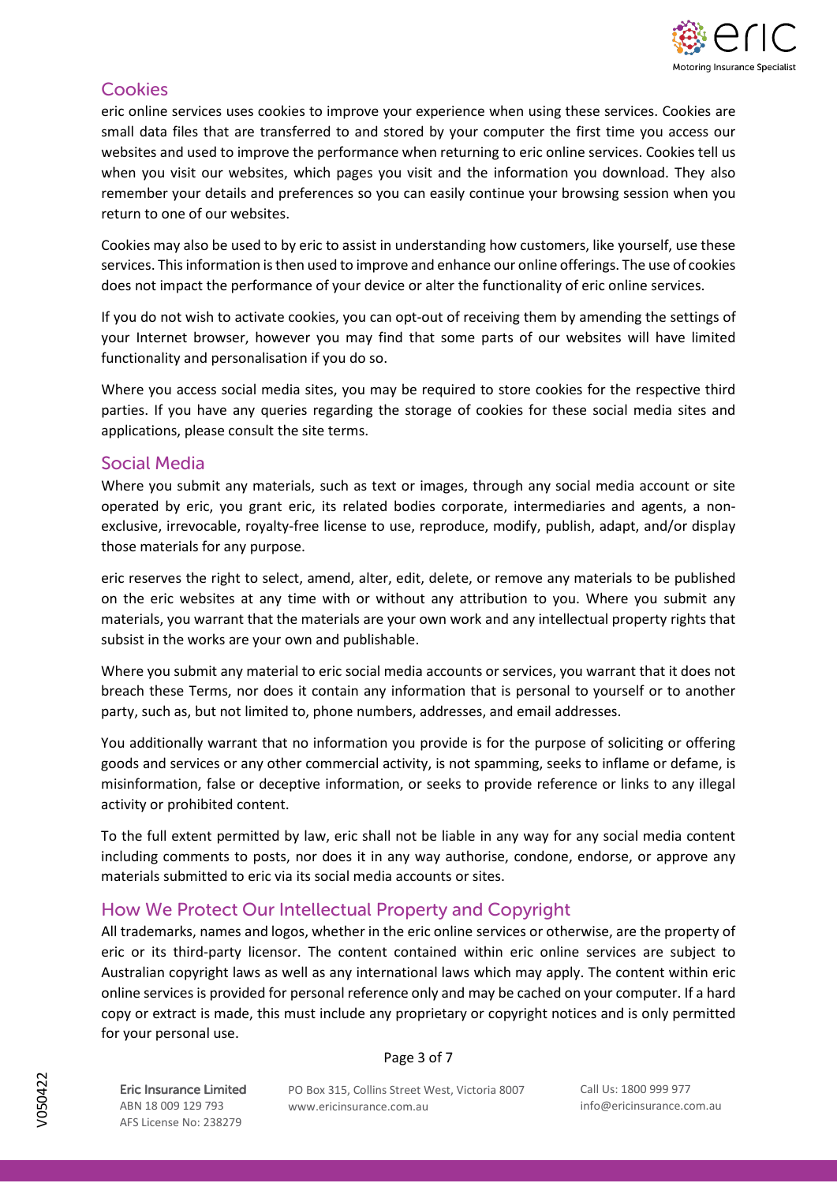## Cookies

eric online services uses cookies to improve your experience when using these services. Cookies are small data files that are transferred to and stored by your computer the first time you access our websites and used to improve the performance when returning to eric online services. Cookies tell us when you visit our websites, which pages you visit and the information you download. They also remember your details and preferences so you can easily continue your browsing session when you return to one of our websites.

Cookies may also be used to by eric to assist in understanding how customers, like yourself, use these services. This information is then used to improve and enhance our online offerings. The use of cookies does not impact the performance of your device or alter the functionality of eric online services.

If you do not wish to activate cookies, you can opt-out of receiving them by amending the settings of your Internet browser, however you may find that some parts of our websites will have limited functionality and personalisation if you do so.

Where you access social media sites, you may be required to store cookies for the respective third parties. If you have any queries regarding the storage of cookies for these social media sites and applications, please consult the site terms.

## Social Media

Where you submit any materials, such as text or images, through any social media account or site operated by eric, you grant eric, its related bodies corporate, intermediaries and agents, a non-exclusive, irrevocable, royalty-free license to use, reproduce, modify, publish, adapt, and/or display those materials for any purpose.

eric reserves the right to select, amend, alter, edit, delete, or remove any materials to be published on the eric websites at any time with or without any attribution to you. Where you submit any materials, you warrant that the materials are your own work and any intellectual property rights that subsist in the works are your own and publishable.

Where you submit any material to eric social media accounts or services, you warrant that it does not breach these Terms, nor does it contain any information that is personal to yourself or to another party, such as, but not limited to, phone numbers, addresses, and email addresses.

You additionally warrant that no information you provide is for the purpose of soliciting or offering goods and services or any other commercial activity, is not spamming, seeks to inflame or defame, is misinformation, false or deceptive information, or seeks to provide reference or links to any illegal activity or prohibited content.

To the full extent permitted by law, eric shall not be liable in any way for any social media content including comments to posts, nor does it in any way authorise, condone, endorse, or approve any materials submitted to eric via its social media accounts or sites.

## How We Protect Our Intellectual Property and Copyright

All trademarks, names and logos, whether in the eric online services or otherwise, are the property of eric or its third-party licensor. The content contained within eric online services are subject to Australian copyright laws as well as any international laws which may apply. The content within eric online services is provided for personal reference only and may be cached on your computer. If a hard copy or extract is made, this must include any proprietary or copyright notices and is only permitted for your personal use.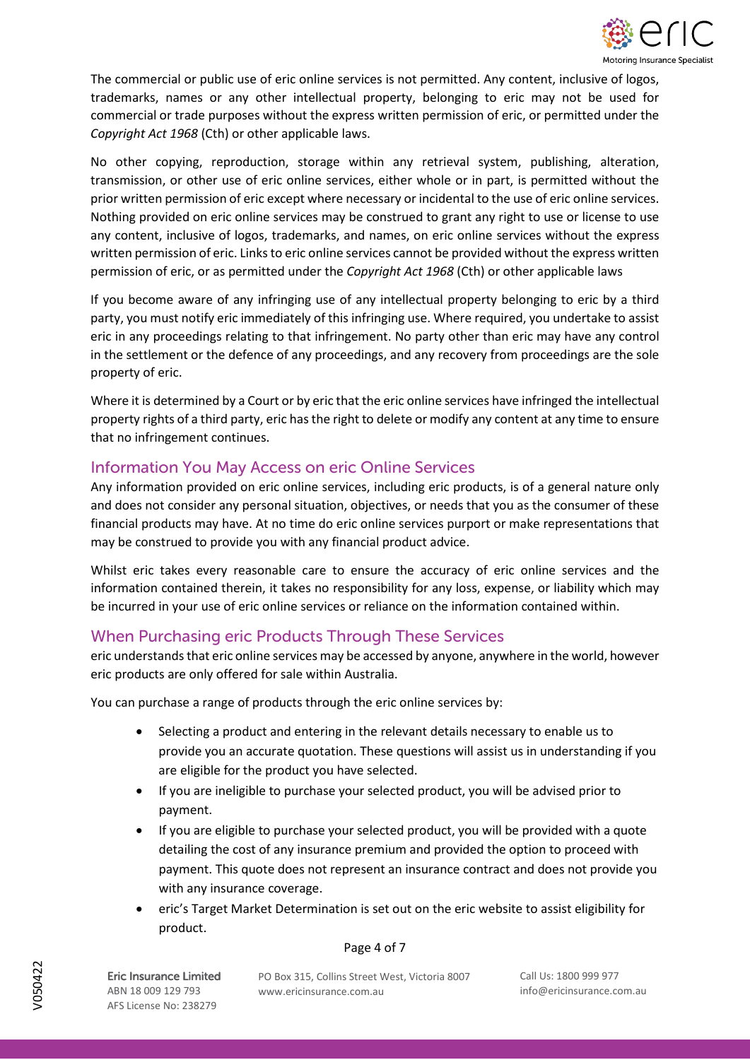The commercial or public use of eric online services is not permitted. Any content, inclusive of logos, trademarks, names or any other intellectual property, belonging to eric may not be used for commercial or trade purposes without the express written permission of eric, or permitted under the *Copyright Act 1968* (Cth) or other applicable laws.

No other copying, reproduction, storage within any retrieval system, publishing, alteration, transmission, or other use of eric online services, either whole or in part, is permitted without the prior written permission of eric except where necessary or incidental to the use of eric online services. Nothing provided on eric online services may be construed to grant any right to use or license to use any content, inclusive of logos, trademarks, and names, on eric online services without the express written permission of eric. Links to eric online services cannot be provided without the express written permission of eric, or as permitted under the *Copyright Act 1968* (Cth) or other applicable laws

If you become aware of any infringing use of any intellectual property belonging to eric by a third party, you must notify eric immediately of this infringing use. Where required, you undertake to assist eric in any proceedings relating to that infringement. No party other than eric may have any control in the settlement or the defence of any proceedings, and any recovery from proceedings are the sole property of eric.

Where it is determined by a Court or by eric that the eric online services have infringed the intellectual property rights of a third party, eric has the right to delete or modify any content at any time to ensure that no infringement continues.

## Information You May Access on eric Online Services

Any information provided on eric online services, including eric products, is of a general nature only and does not consider any personal situation, objectives, or needs that you as the consumer of these financial products may have. At no time do eric online services purport or make representations that may be construed to provide you with any financial product advice.

Whilst eric takes every reasonable care to ensure the accuracy of eric online services and the information contained therein, it takes no responsibility for any loss, expense, or liability which may be incurred in your use of eric online services or reliance on the information contained within.

## When Purchasing eric Products Through These Services

eric understands that eric online services may be accessed by anyone, anywhere in the world, however eric products are only offered for sale within Australia.

You can purchase a range of products through the eric online services by:

- Selecting a product and entering in the relevant details necessary to enable us to provide you an accurate quotation. These questions will assist us in understanding if you are eligible for the product you have selected.
- If you are ineligible to purchase your selected product, you will be advised prior to payment.
- If you are eligible to purchase your selected product, you will be provided with a quote detailing the cost of any insurance premium and provided the option to proceed with payment. This quote does not represent an insurance contract and does not provide you with any insurance coverage.
- eric's Target Market Determination is set out on the eric website to assist eligibility for product.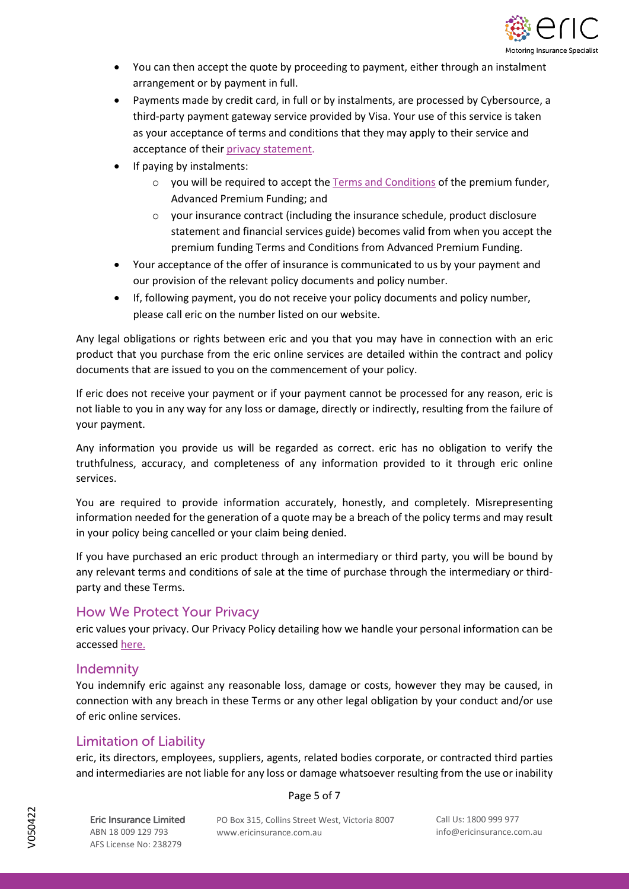- You can then accept the quote by proceeding to payment, either through an instalment arrangement or by payment in full.
- Payments made by credit card, in full or by instalments, are processed by Cybersource, a third-party payment gateway service provided by Visa. Your use of this service is taken as your acceptance of terms and conditions that they may apply to their service and acceptance of their privacy statement.
- If paying by instalments:
  - you will be required to accept the Terms and Conditions of the premium funder, Advanced Premium Funding; and
  - your insurance contract (including the insurance schedule, product disclosure statement and financial services guide) becomes valid from when you accept the premium funding Terms and Conditions from Advanced Premium Funding.
- Your acceptance of the offer of insurance is communicated to us by your payment and our provision of the relevant policy documents and policy number.
- If, following payment, you do not receive your policy documents and policy number, please call eric on the number listed on our website.

Any legal obligations or rights between eric and you that you may have in connection with an eric product that you purchase from the eric online services are detailed within the contract and policy documents that are issued to you on the commencement of your policy.

If eric does not receive your payment or if your payment cannot be processed for any reason, eric is not liable to you in any way for any loss or damage, directly or indirectly, resulting from the failure of your payment.

Any information you provide us will be regarded as correct. eric has no obligation to verify the truthfulness, accuracy, and completeness of any information provided to it through eric online services.

You are required to provide information accurately, honestly, and completely. Misrepresenting information needed for the generation of a quote may be a breach of the policy terms and may result in your policy being cancelled or your claim being denied.

If you have purchased an eric product through an intermediary or third party, you will be bound by any relevant terms and conditions of sale at the time of purchase through the intermediary or third-party and these Terms.

## How We Protect Your Privacy

eric values your privacy. Our Privacy Policy detailing how we handle your personal information can be accessed here.

## Indemnity

You indemnify eric against any reasonable loss, damage or costs, however they may be caused, in connection with any breach in these Terms or any other legal obligation by your conduct and/or use of eric online services.

## Limitation of Liability

eric, its directors, employees, suppliers, agents, related bodies corporate, or contracted third parties and intermediaries are not liable for any loss or damage whatsoever resulting from the use or inability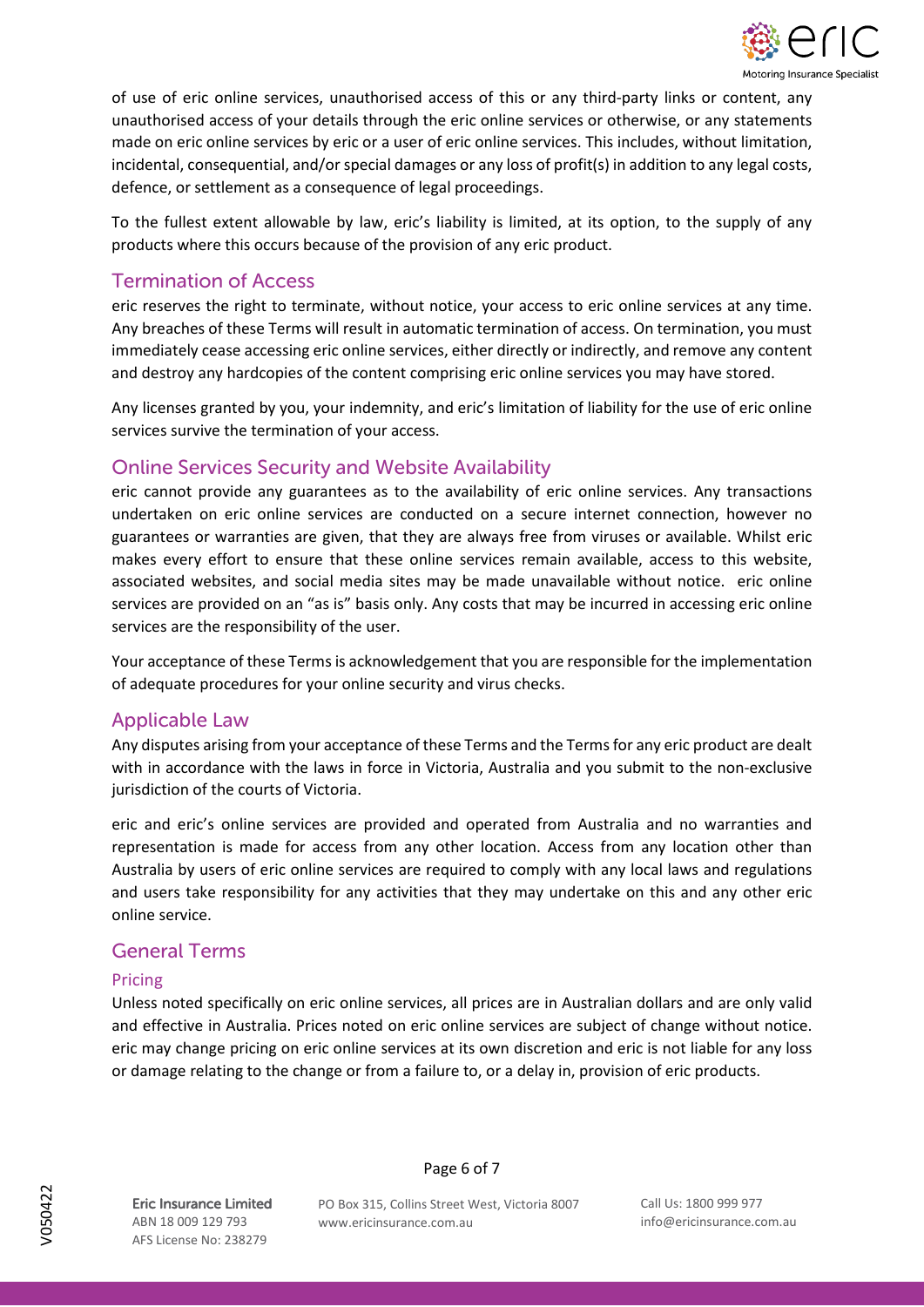of use of eric online services, unauthorised access of this or any third-party links or content, any unauthorised access of your details through the eric online services or otherwise, or any statements made on eric online services by eric or a user of eric online services. This includes, without limitation, incidental, consequential, and/or special damages or any loss of profit(s) in addition to any legal costs, defence, or settlement as a consequence of legal proceedings.

To the fullest extent allowable by law, eric's liability is limited, at its option, to the supply of any products where this occurs because of the provision of any eric product.

## Termination of Access

eric reserves the right to terminate, without notice, your access to eric online services at any time. Any breaches of these Terms will result in automatic termination of access. On termination, you must immediately cease accessing eric online services, either directly or indirectly, and remove any content and destroy any hardcopies of the content comprising eric online services you may have stored.

Any licenses granted by you, your indemnity, and eric's limitation of liability for the use of eric online services survive the termination of your access.

## Online Services Security and Website Availability

eric cannot provide any guarantees as to the availability of eric online services. Any transactions undertaken on eric online services are conducted on a secure internet connection, however no guarantees or warranties are given, that they are always free from viruses or available. Whilst eric makes every effort to ensure that these online services remain available, access to this website, associated websites, and social media sites may be made unavailable without notice. eric online services are provided on an "as is" basis only. Any costs that may be incurred in accessing eric online services are the responsibility of the user.

Your acceptance of these Terms is acknowledgement that you are responsible for the implementation of adequate procedures for your online security and virus checks.

## Applicable Law

Any disputes arising from your acceptance of these Terms and the Terms for any eric product are dealt with in accordance with the laws in force in Victoria, Australia and you submit to the non-exclusive jurisdiction of the courts of Victoria.

eric and eric's online services are provided and operated from Australia and no warranties and representation is made for access from any other location. Access from any location other than Australia by users of eric online services are required to comply with any local laws and regulations and users take responsibility for any activities that they may undertake on this and any other eric online service.

## General Terms

### Pricing

Unless noted specifically on eric online services, all prices are in Australian dollars and are only valid and effective in Australia. Prices noted on eric online services are subject of change without notice. eric may change pricing on eric online services at its own discretion and eric is not liable for any loss or damage relating to the change or from a failure to, or a delay in, provision of eric products.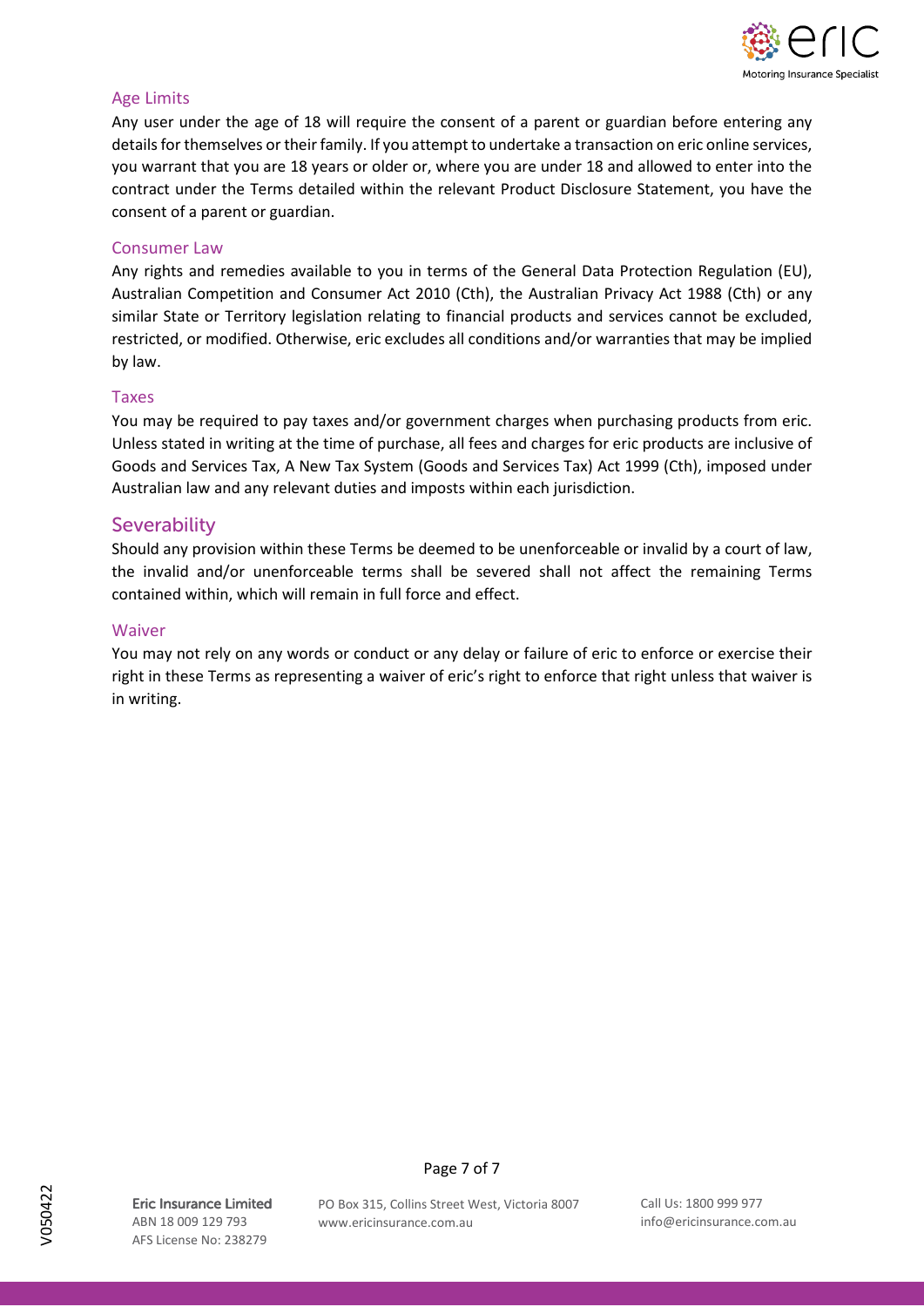### Age Limits

Any user under the age of 18 will require the consent of a parent or guardian before entering any details for themselves or their family. If you attempt to undertake a transaction on eric online services, you warrant that you are 18 years or older or, where you are under 18 and allowed to enter into the contract under the Terms detailed within the relevant Product Disclosure Statement, you have the consent of a parent or guardian.

### Consumer Law

Any rights and remedies available to you in terms of the General Data Protection Regulation (EU), Australian Competition and Consumer Act 2010 (Cth), the Australian Privacy Act 1988 (Cth) or any similar State or Territory legislation relating to financial products and services cannot be excluded, restricted, or modified. Otherwise, eric excludes all conditions and/or warranties that may be implied by law.

### Taxes

You may be required to pay taxes and/or government charges when purchasing products from eric. Unless stated in writing at the time of purchase, all fees and charges for eric products are inclusive of Goods and Services Tax, A New Tax System (Goods and Services Tax) Act 1999 (Cth), imposed under Australian law and any relevant duties and imposts within each jurisdiction.

## Severability

Should any provision within these Terms be deemed to be unenforceable or invalid by a court of law, the invalid and/or unenforceable terms shall be severed shall not affect the remaining Terms contained within, which will remain in full force and effect.

### Waiver

You may not rely on any words or conduct or any delay or failure of eric to enforce or exercise their right in these Terms as representing a waiver of eric's right to enforce that right unless that waiver is in writing.